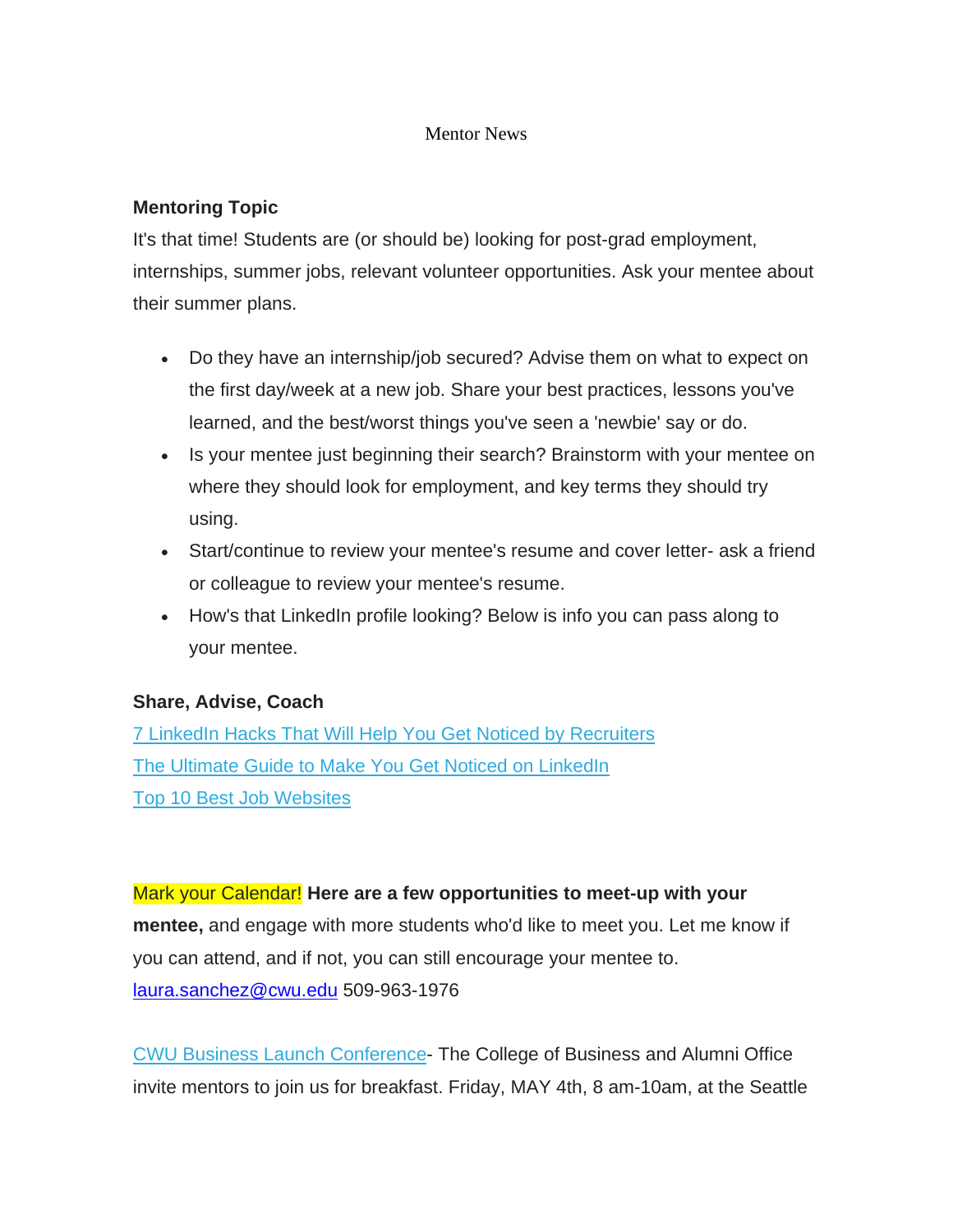Mentor News

**Mentoring Topic**

It's that time! Students are (or should be) looking for post-grad employment, internships, summer jobs, relevant volunteer opportunities. Ask your mentee about their summer plans.

- Do they have an internship/job secured? Advise them on what to expect on the first day/week at a new job. Share your best practices, lessons you've learned, and the best/worst things you've seen a 'newbie' say or do.
- Is your mentee just beginning their search? Brainstorm with your mentee on where they should look for employment, and key terms they should try using.
- Start/continue to review your mentee's resume and cover letter- ask a friend or colleague to review your mentee's resume.
- How's that LinkedIn profile looking? Below is info you can pass along to your mentee.

**Share, Advise, Coach**

7 LinkedIn Hacks That Will Help You Get Noticed by Recruiters

The Ultimate Guide to Make You Get Noticed on LinkedIn

Top 10 Best Job Websites

Mark your Calendar! **Here are a few opportunities to meet-up with your mentee,** and engage with more students who'd like to meet you. Let me know if you can attend, and if not, you can still encourage your mentee to. laura.sanchez@cwu.edu 509-963-1976

CWU Business Launch Conference- The College of Business and Alumni Office invite mentors to join us for breakfast. Friday, MAY 4th, 8 am-10am, at the Seattle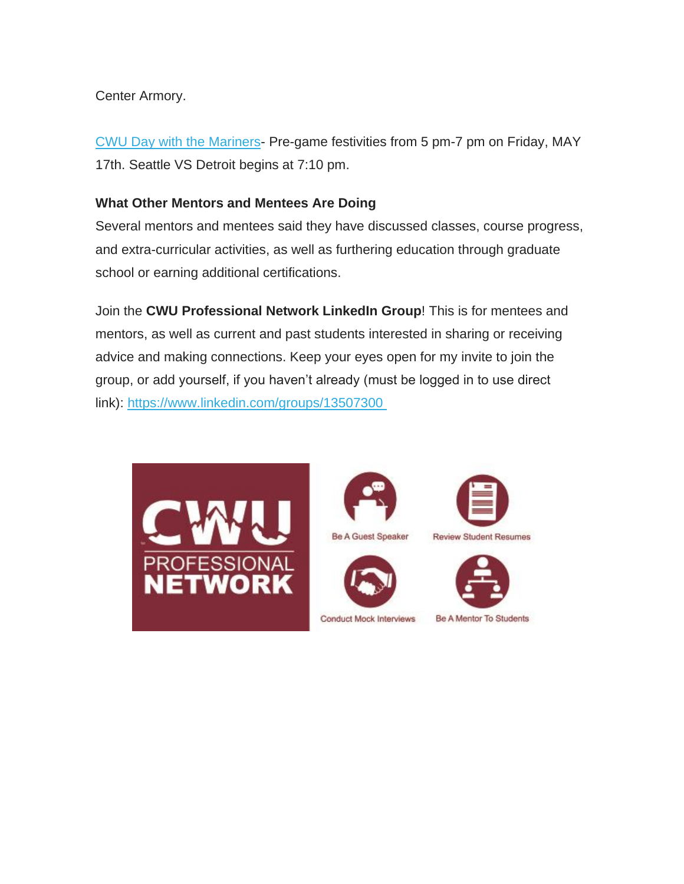Center Armory.

[CWU Day with the Mariners](#)- Pre-game festivities from 5 pm-7 pm on Friday, MAY 17th. Seattle VS Detroit begins at 7:10 pm.

**What Other Mentors and Mentees Are Doing**

Several mentors and mentees said they have discussed classes, course progress, and extra-curricular activities, as well as furthering education through graduate school or earning additional certifications.

Join the **CWU Professional Network LinkedIn Group**! This is for mentees and mentors, as well as current and past students interested in sharing or receiving advice and making connections. Keep your eyes open for my invite to join the group, or add yourself, if you haven't already (must be logged in to use direct link): https://www.linkedin.com/groups/13507300

CWU PROFESSIONAL NETWORK

Be A Guest Speaker

Review Student Resumes

Conduct Mock Interviews

Be A Mentor To Students